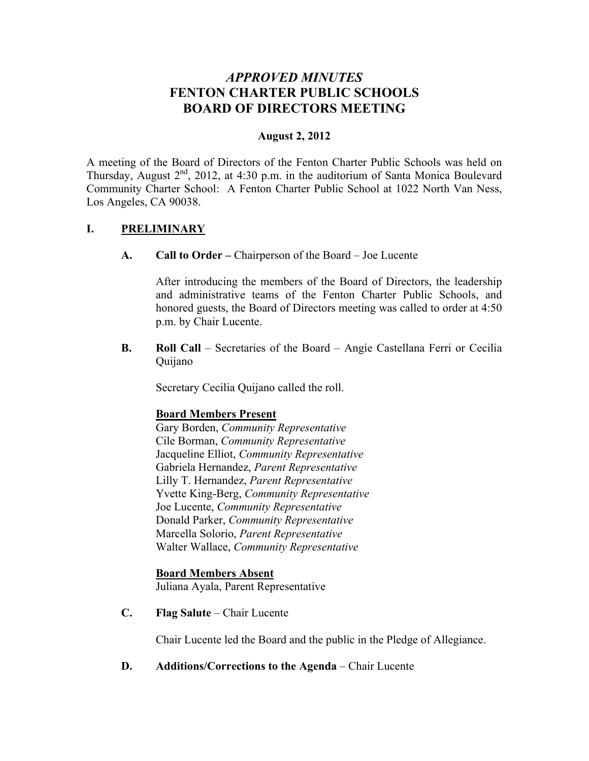# *APPROVED MINUTES*
# FENTON CHARTER PUBLIC SCHOOLS
# BOARD OF DIRECTORS MEETING

**August 2, 2012**

A meeting of the Board of Directors of the Fenton Charter Public Schools was held on Thursday, August 2nd, 2012, at 4:30 p.m. in the auditorium of Santa Monica Boulevard Community Charter School: A Fenton Charter Public School at 1022 North Van Ness, Los Angeles, CA 90038.

## I. PRELIMINARY

### A. Call to Order – Chairperson of the Board – Joe Lucente

After introducing the members of the Board of Directors, the leadership and administrative teams of the Fenton Charter Public Schools, and honored guests, the Board of Directors meeting was called to order at 4:50 p.m. by Chair Lucente.

### B. Roll Call – Secretaries of the Board – Angie Castellana Ferri or Cecilia Quijano

Secretary Cecilia Quijano called the roll.

**Board Members Present**
Gary Borden, *Community Representative*
Cile Borman, *Community Representative*
Jacqueline Elliot, *Community Representative*
Gabriela Hernandez, *Parent Representative*
Lilly T. Hernandez, *Parent Representative*
Yvette King-Berg, *Community Representative*
Joe Lucente, *Community Representative*
Donald Parker, *Community Representative*
Marcella Solorio, *Parent Representative*
Walter Wallace, *Community Representative*

**Board Members Absent**
Juliana Ayala, Parent Representative

### C. Flag Salute – Chair Lucente

Chair Lucente led the Board and the public in the Pledge of Allegiance.

### D. Additions/Corrections to the Agenda – Chair Lucente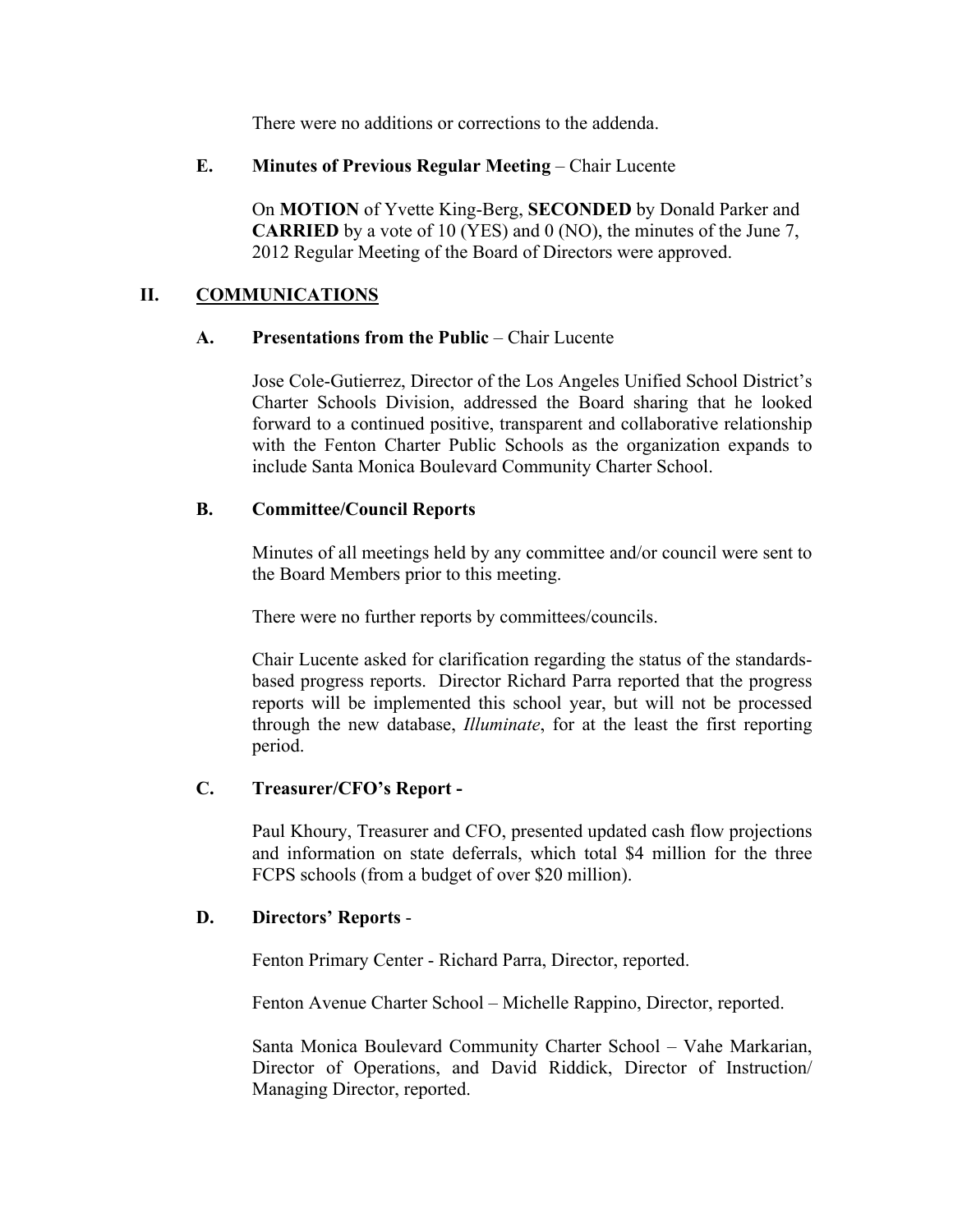There were no additions or corrections to the addenda.

### E. Minutes of Previous Regular Meeting – Chair Lucente

On **MOTION** of Yvette King-Berg, **SECONDED** by Donald Parker and **CARRIED** by a vote of 10 (YES) and 0 (NO), the minutes of the June 7, 2012 Regular Meeting of the Board of Directors were approved.

## II. COMMUNICATIONS

### A. Presentations from the Public – Chair Lucente

Jose Cole-Gutierrez, Director of the Los Angeles Unified School District's Charter Schools Division, addressed the Board sharing that he looked forward to a continued positive, transparent and collaborative relationship with the Fenton Charter Public Schools as the organization expands to include Santa Monica Boulevard Community Charter School.

### B. Committee/Council Reports

Minutes of all meetings held by any committee and/or council were sent to the Board Members prior to this meeting.

There were no further reports by committees/councils.

Chair Lucente asked for clarification regarding the status of the standards-based progress reports. Director Richard Parra reported that the progress reports will be implemented this school year, but will not be processed through the new database, *Illuminate*, for at the least the first reporting period.

### C. Treasurer/CFO's Report -

Paul Khoury, Treasurer and CFO, presented updated cash flow projections and information on state deferrals, which total $4 million for the three FCPS schools (from a budget of over $20 million).

### D. Directors' Reports -

Fenton Primary Center - Richard Parra, Director, reported.

Fenton Avenue Charter School – Michelle Rappino, Director, reported.

Santa Monica Boulevard Community Charter School – Vahe Markarian, Director of Operations, and David Riddick, Director of Instruction/ Managing Director, reported.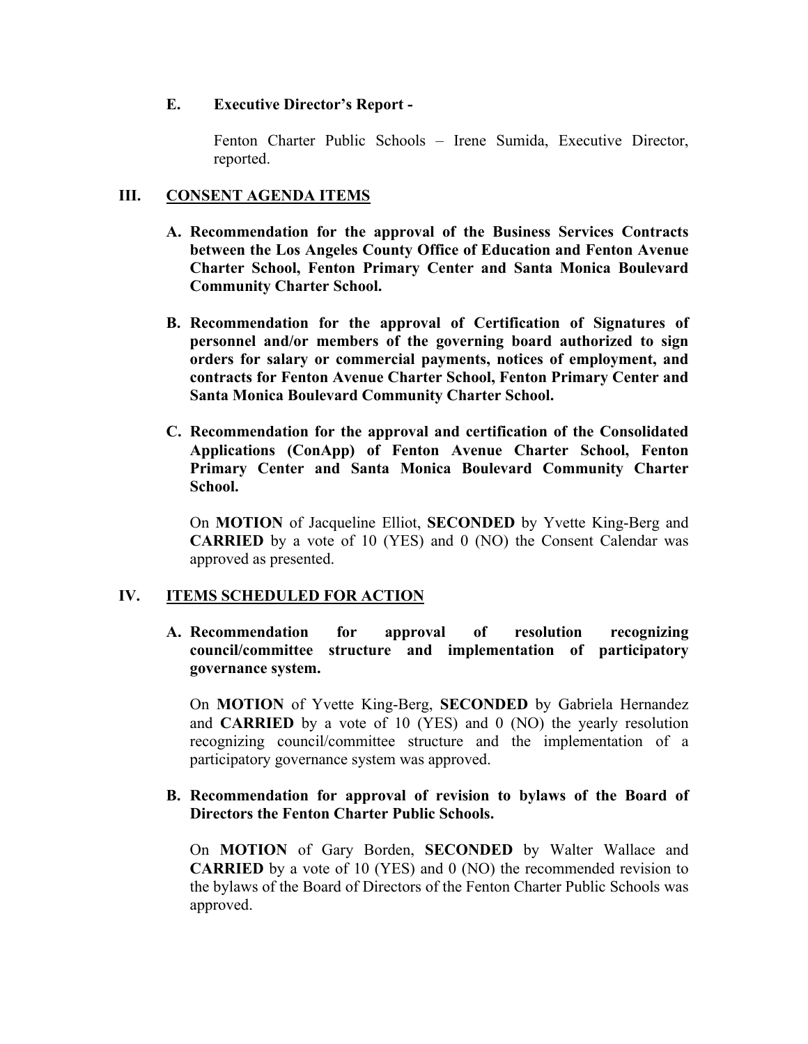**E. Executive Director's Report -**

Fenton Charter Public Schools – Irene Sumida, Executive Director, reported.

## III. CONSENT AGENDA ITEMS

**A. Recommendation for the approval of the Business Services Contracts between the Los Angeles County Office of Education and Fenton Avenue Charter School, Fenton Primary Center and Santa Monica Boulevard Community Charter School.**

**B. Recommendation for the approval of Certification of Signatures of personnel and/or members of the governing board authorized to sign orders for salary or commercial payments, notices of employment, and contracts for Fenton Avenue Charter School, Fenton Primary Center and Santa Monica Boulevard Community Charter School.**

**C. Recommendation for the approval and certification of the Consolidated Applications (ConApp) of Fenton Avenue Charter School, Fenton Primary Center and Santa Monica Boulevard Community Charter School.**

On **MOTION** of Jacqueline Elliot, **SECONDED** by Yvette King-Berg and **CARRIED** by a vote of 10 (YES) and 0 (NO) the Consent Calendar was approved as presented.

## IV. ITEMS SCHEDULED FOR ACTION

**A. Recommendation for approval of resolution recognizing council/committee structure and implementation of participatory governance system.**

On **MOTION** of Yvette King-Berg, **SECONDED** by Gabriela Hernandez and **CARRIED** by a vote of 10 (YES) and 0 (NO) the yearly resolution recognizing council/committee structure and the implementation of a participatory governance system was approved.

**B. Recommendation for approval of revision to bylaws of the Board of Directors the Fenton Charter Public Schools.**

On **MOTION** of Gary Borden, **SECONDED** by Walter Wallace and **CARRIED** by a vote of 10 (YES) and 0 (NO) the recommended revision to the bylaws of the Board of Directors of the Fenton Charter Public Schools was approved.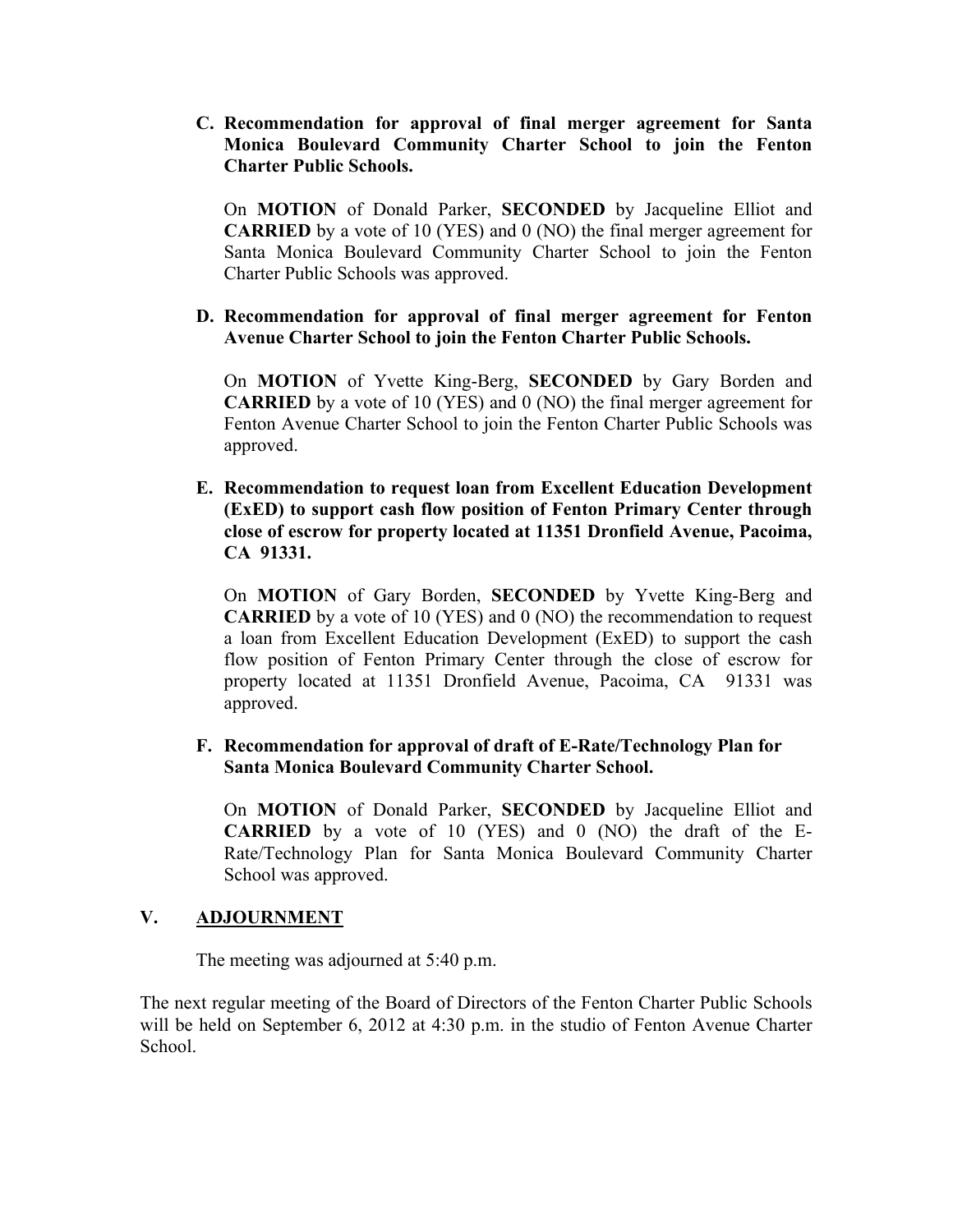**C. Recommendation for approval of final merger agreement for Santa Monica Boulevard Community Charter School to join the Fenton Charter Public Schools.**

On **MOTION** of Donald Parker, **SECONDED** by Jacqueline Elliot and **CARRIED** by a vote of 10 (YES) and 0 (NO) the final merger agreement for Santa Monica Boulevard Community Charter School to join the Fenton Charter Public Schools was approved.

**D. Recommendation for approval of final merger agreement for Fenton Avenue Charter School to join the Fenton Charter Public Schools.**

On **MOTION** of Yvette King-Berg, **SECONDED** by Gary Borden and **CARRIED** by a vote of 10 (YES) and 0 (NO) the final merger agreement for Fenton Avenue Charter School to join the Fenton Charter Public Schools was approved.

**E. Recommendation to request loan from Excellent Education Development (ExED) to support cash flow position of Fenton Primary Center through close of escrow for property located at 11351 Dronfield Avenue, Pacoima, CA 91331.**

On **MOTION** of Gary Borden, **SECONDED** by Yvette King-Berg and **CARRIED** by a vote of 10 (YES) and 0 (NO) the recommendation to request a loan from Excellent Education Development (ExED) to support the cash flow position of Fenton Primary Center through the close of escrow for property located at 11351 Dronfield Avenue, Pacoima, CA 91331 was approved.

**F. Recommendation for approval of draft of E-Rate/Technology Plan for Santa Monica Boulevard Community Charter School.**

On **MOTION** of Donald Parker, **SECONDED** by Jacqueline Elliot and **CARRIED** by a vote of 10 (YES) and 0 (NO) the draft of the E-Rate/Technology Plan for Santa Monica Boulevard Community Charter School was approved.

## V. ADJOURNMENT

The meeting was adjourned at 5:40 p.m.

The next regular meeting of the Board of Directors of the Fenton Charter Public Schools will be held on September 6, 2012 at 4:30 p.m. in the studio of Fenton Avenue Charter School.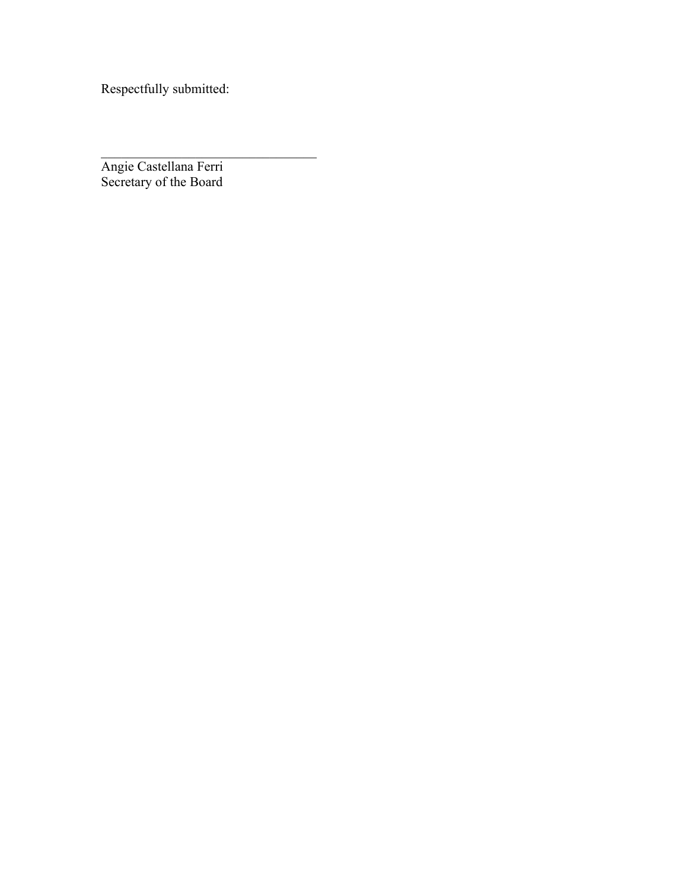Respectfully submitted:

\_\_\_\_\_\_\_\_\_\_\_\_\_\_\_\_\_\_\_\_\_\_\_\_\_\_\_\_\_\_\_\_\_\_

Angie Castellana Ferri  
Secretary of the Board